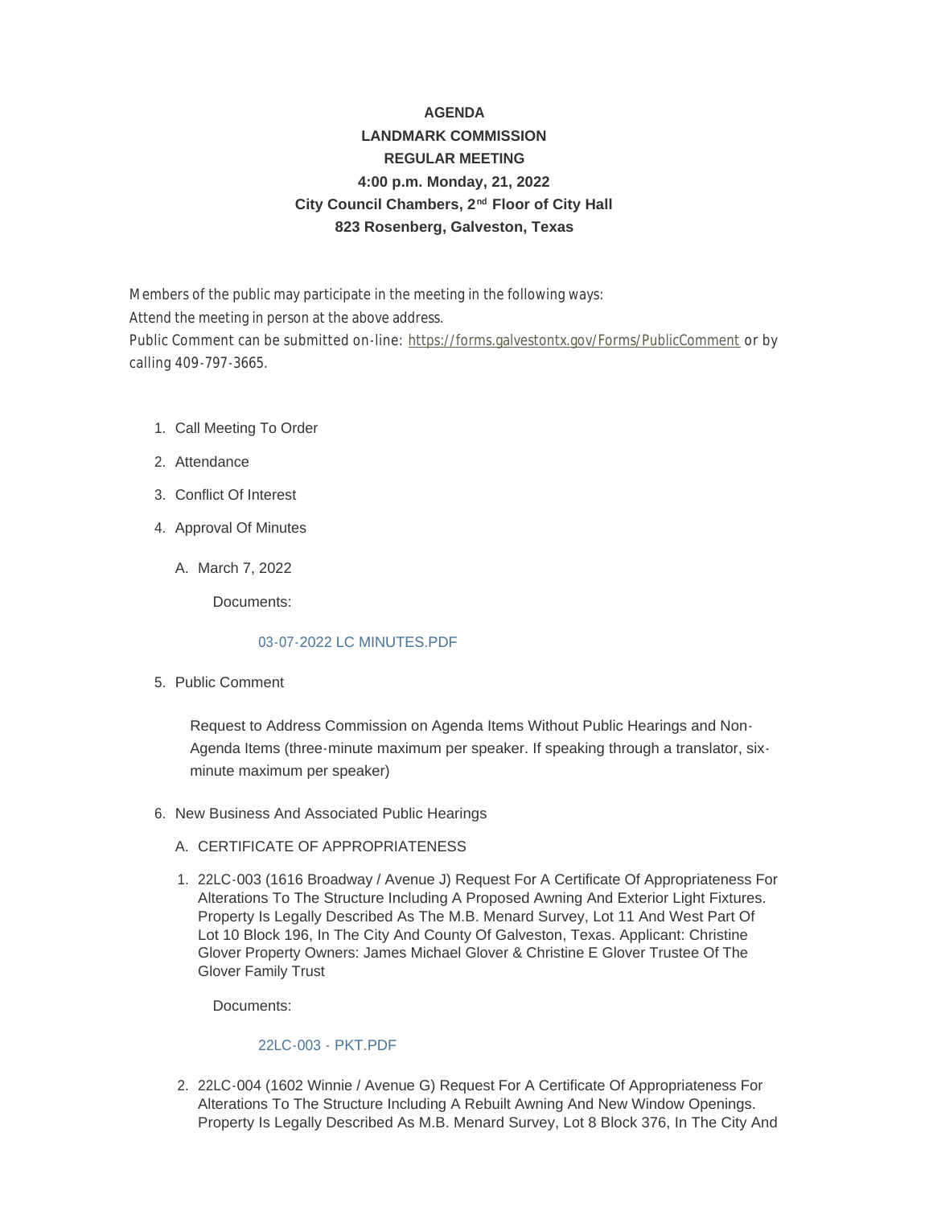**AGENDA**

**LANDMARK COMMISSION**

**REGULAR MEETING**

**4:00 p.m. Monday, 21, 2022**

**City Council Chambers, 2nd Floor of City Hall**

**823 Rosenberg, Galveston, Texas**

Members of the public may participate in the meeting in the following ways:

Attend the meeting in person at the above address.

Public Comment can be submitted on-line: https://forms.galvestontx.gov/Forms/PublicComment or by calling 409-797-3665.

1. Call Meeting To Order
2. Attendance
3. Conflict Of Interest
4. Approval Of Minutes
   - A. March 7, 2022

     Documents:

     03-07-2022 LC MINUTES.PDF

5. Public Comment

   Request to Address Commission on Agenda Items Without Public Hearings and Non-Agenda Items (three-minute maximum per speaker. If speaking through a translator, six-minute maximum per speaker)

6. New Business And Associated Public Hearings
   - A. CERTIFICATE OF APPROPRIATENESS
     1. 22LC-003 (1616 Broadway / Avenue J) Request For A Certificate Of Appropriateness For Alterations To The Structure Including A Proposed Awning And Exterior Light Fixtures. Property Is Legally Described As The M.B. Menard Survey, Lot 11 And West Part Of Lot 10 Block 196, In The City And County Of Galveston, Texas. Applicant: Christine Glover Property Owners: James Michael Glover & Christine E Glover Trustee Of The Glover Family Trust

        Documents:

        22LC-003 - PKT.PDF

     2. 22LC-004 (1602 Winnie / Avenue G) Request For A Certificate Of Appropriateness For Alterations To The Structure Including A Rebuilt Awning And New Window Openings. Property Is Legally Described As M.B. Menard Survey, Lot 8 Block 376, In The City And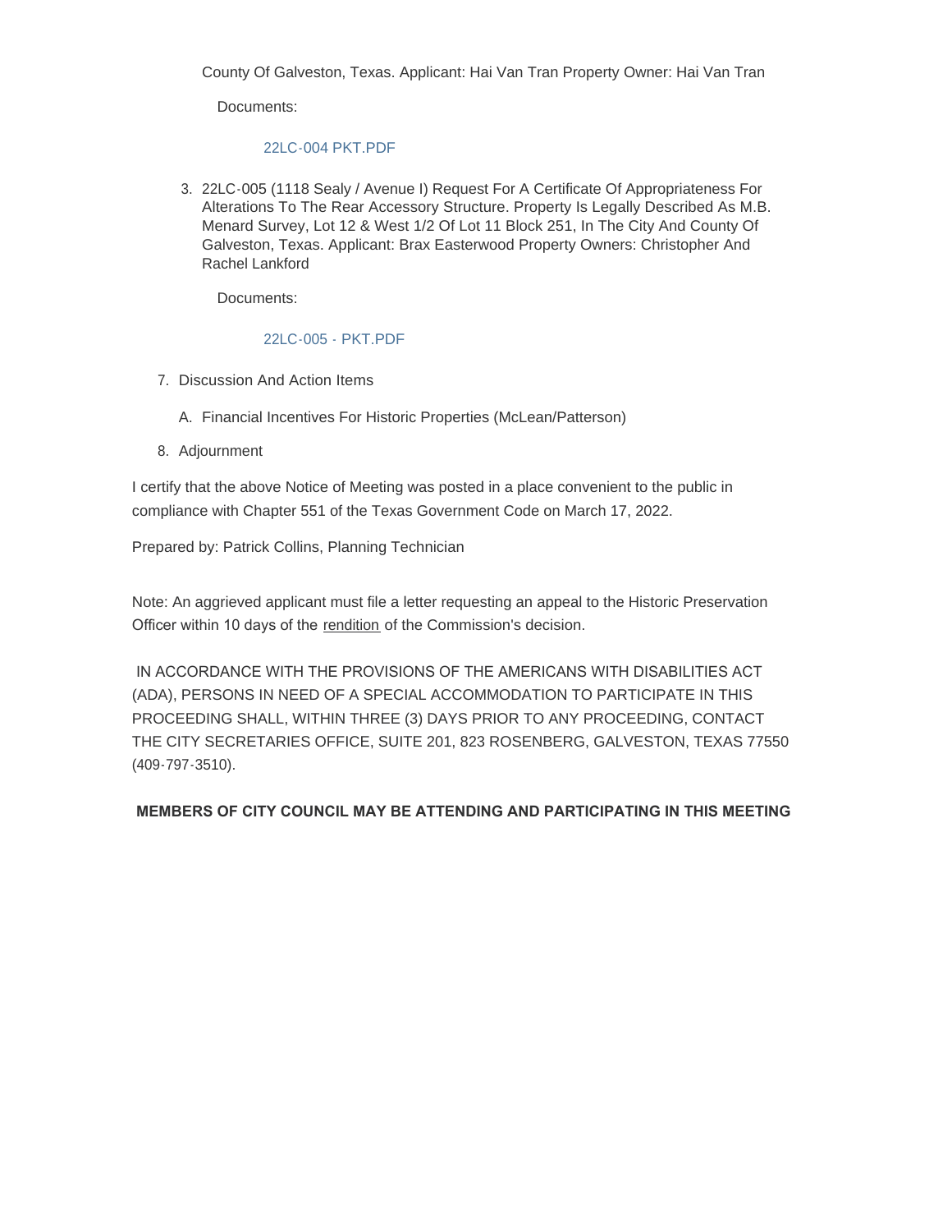County Of Galveston, Texas. Applicant: Hai Van Tran Property Owner: Hai Van Tran

Documents:

22LC-004 PKT.PDF

3. 22LC-005 (1118 Sealy / Avenue I) Request For A Certificate Of Appropriateness For Alterations To The Rear Accessory Structure. Property Is Legally Described As M.B. Menard Survey, Lot 12 & West 1/2 Of Lot 11 Block 251, In The City And County Of Galveston, Texas. Applicant: Brax Easterwood Property Owners: Christopher And Rachel Lankford

   Documents:

   22LC-005 - PKT.PDF

7. Discussion And Action Items

   A. Financial Incentives For Historic Properties (McLean/Patterson)

8. Adjournment

I certify that the above Notice of Meeting was posted in a place convenient to the public in compliance with Chapter 551 of the Texas Government Code on March 17, 2022.

Prepared by: Patrick Collins, Planning Technician

Note: An aggrieved applicant must file a letter requesting an appeal to the Historic Preservation Officer within 10 days of the rendition of the Commission's decision.

IN ACCORDANCE WITH THE PROVISIONS OF THE AMERICANS WITH DISABILITIES ACT (ADA), PERSONS IN NEED OF A SPECIAL ACCOMMODATION TO PARTICIPATE IN THIS PROCEEDING SHALL, WITHIN THREE (3) DAYS PRIOR TO ANY PROCEEDING, CONTACT THE CITY SECRETARIES OFFICE, SUITE 201, 823 ROSENBERG, GALVESTON, TEXAS 77550 (409-797-3510).

**MEMBERS OF CITY COUNCIL MAY BE ATTENDING AND PARTICIPATING IN THIS MEETING**